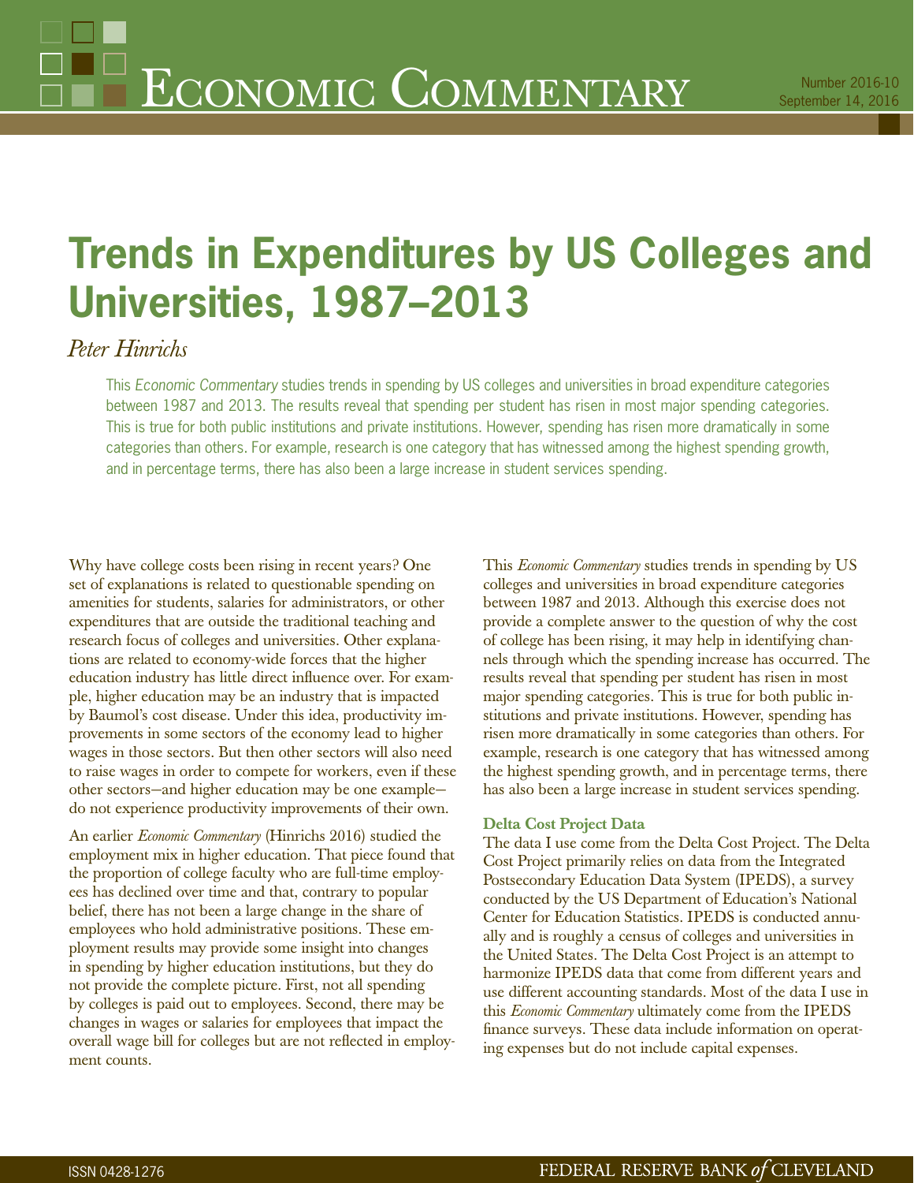# Economic Commentary

Number 2016-10
September 14, 2016

# Trends in Expenditures by US Colleges and Universities, 1987–2013

*Peter Hinrichs*

This *Economic Commentary* studies trends in spending by US colleges and universities in broad expenditure categories between 1987 and 2013. The results reveal that spending per student has risen in most major spending categories. This is true for both public institutions and private institutions. However, spending has risen more dramatically in some categories than others. For example, research is one category that has witnessed among the highest spending growth, and in percentage terms, there has also been a large increase in student services spending.

Why have college costs been rising in recent years? One set of explanations is related to questionable spending on amenities for students, salaries for administrators, or other expenditures that are outside the traditional teaching and research focus of colleges and universities. Other explanations are related to economy-wide forces that the higher education industry has little direct influence over. For example, higher education may be an industry that is impacted by Baumol's cost disease. Under this idea, productivity improvements in some sectors of the economy lead to higher wages in those sectors. But then other sectors will also need to raise wages in order to compete for workers, even if these other sectors—and higher education may be one example—do not experience productivity improvements of their own.

An earlier *Economic Commentary* (Hinrichs 2016) studied the employment mix in higher education. That piece found that the proportion of college faculty who are full-time employees has declined over time and that, contrary to popular belief, there has not been a large change in the share of employees who hold administrative positions. These employment results may provide some insight into changes in spending by higher education institutions, but they do not provide the complete picture. First, not all spending by colleges is paid out to employees. Second, there may be changes in wages or salaries for employees that impact the overall wage bill for colleges but are not reflected in employment counts.

This *Economic Commentary* studies trends in spending by US colleges and universities in broad expenditure categories between 1987 and 2013. Although this exercise does not provide a complete answer to the question of why the cost of college has been rising, it may help in identifying channels through which the spending increase has occurred. The results reveal that spending per student has risen in most major spending categories. This is true for both public institutions and private institutions. However, spending has risen more dramatically in some categories than others. For example, research is one category that has witnessed among the highest spending growth, and in percentage terms, there has also been a large increase in student services spending.

### Delta Cost Project Data

The data I use come from the Delta Cost Project. The Delta Cost Project primarily relies on data from the Integrated Postsecondary Education Data System (IPEDS), a survey conducted by the US Department of Education's National Center for Education Statistics. IPEDS is conducted annually and is roughly a census of colleges and universities in the United States. The Delta Cost Project is an attempt to harmonize IPEDS data that come from different years and use different accounting standards. Most of the data I use in this *Economic Commentary* ultimately come from the IPEDS finance surveys. These data include information on operating expenses but do not include capital expenses.

ISSN 0428-1276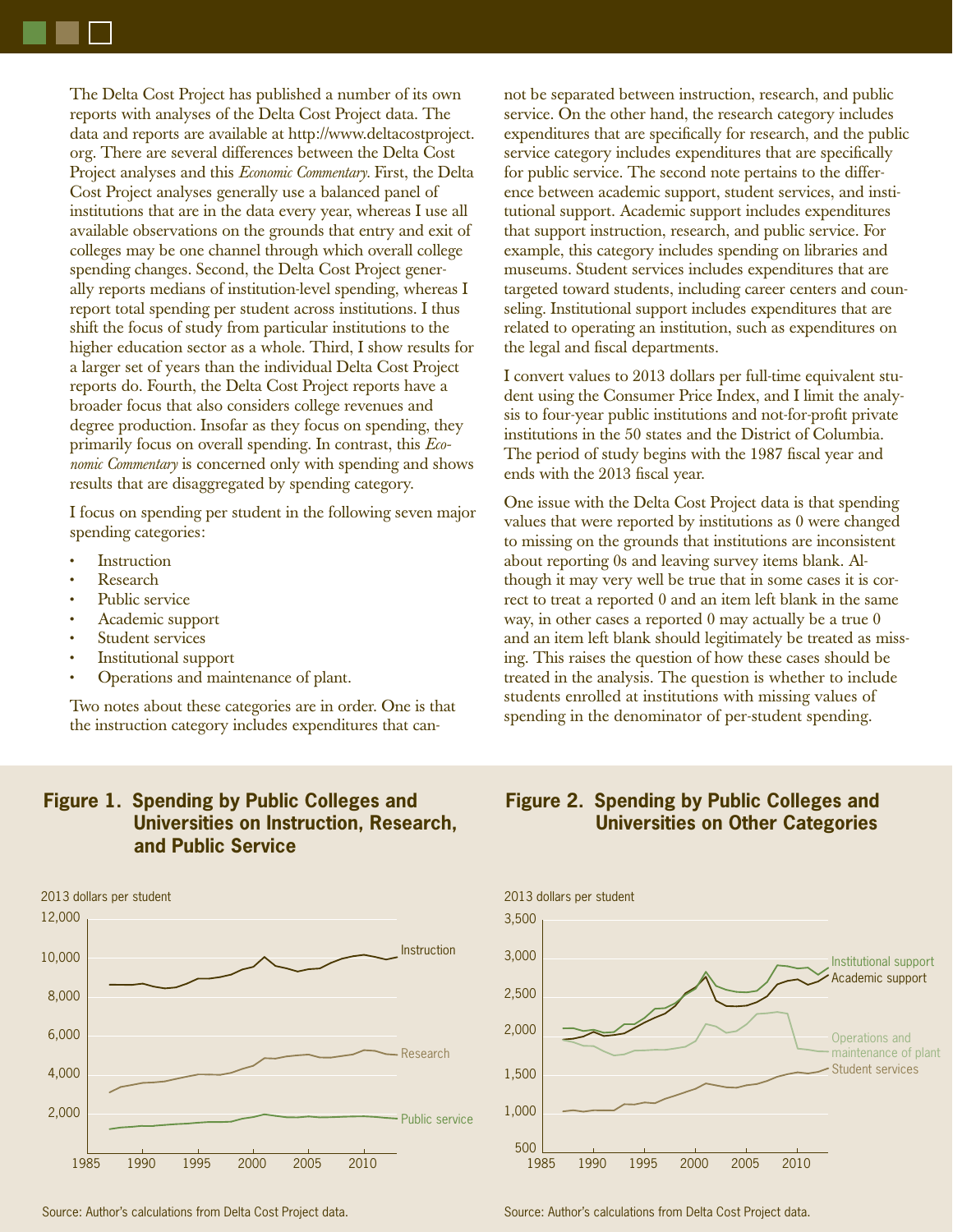The Delta Cost Project has published a number of its own reports with analyses of the Delta Cost Project data. The data and reports are available at http://www.deltacostproject.org. There are several differences between the Delta Cost Project analyses and this *Economic Commentary*. First, the Delta Cost Project analyses generally use a balanced panel of institutions that are in the data every year, whereas I use all available observations on the grounds that entry and exit of colleges may be one channel through which overall college spending changes. Second, the Delta Cost Project generally reports medians of institution-level spending, whereas I report total spending per student across institutions. I thus shift the focus of study from particular institutions to the higher education sector as a whole. Third, I show results for a larger set of years than the individual Delta Cost Project reports do. Fourth, the Delta Cost Project reports have a broader focus that also considers college revenues and degree production. Insofar as they focus on spending, they primarily focus on overall spending. In contrast, this *Economic Commentary* is concerned only with spending and shows results that are disaggregated by spending category.

I focus on spending per student in the following seven major spending categories:

- Instruction
- Research
- Public service
- Academic support
- Student services
- Institutional support
- Operations and maintenance of plant.

Two notes about these categories are in order. One is that the instruction category includes expenditures that cannot be separated between instruction, research, and public service. On the other hand, the research category includes expenditures that are specifically for research, and the public service category includes expenditures that are specifically for public service. The second note pertains to the difference between academic support, student services, and institutional support. Academic support includes expenditures that support instruction, research, and public service. For example, this category includes spending on libraries and museums. Student services includes expenditures that are targeted toward students, including career centers and counseling. Institutional support includes expenditures that are related to operating an institution, such as expenditures on the legal and fiscal departments.

I convert values to 2013 dollars per full-time equivalent student using the Consumer Price Index, and I limit the analysis to four-year public institutions and not-for-profit private institutions in the 50 states and the District of Columbia. The period of study begins with the 1987 fiscal year and ends with the 2013 fiscal year.

One issue with the Delta Cost Project data is that spending values that were reported by institutions as 0 were changed to missing on the grounds that institutions are inconsistent about reporting 0s and leaving survey items blank. Although it may very well be true that in some cases it is correct to treat a reported 0 and an item left blank in the same way, in other cases a reported 0 may actually be a true 0 and an item left blank should legitimately be treated as missing. This raises the question of how these cases should be treated in the analysis. The question is whether to include students enrolled at institutions with missing values of spending in the denominator of per-student spending.

**Figure 1. Spending by Public Colleges and Universities on Instruction, Research, and Public Service**

Source: Author's calculations from Delta Cost Project data.

**Figure 2. Spending by Public Colleges and Universities on Other Categories**

Source: Author's calculations from Delta Cost Project data.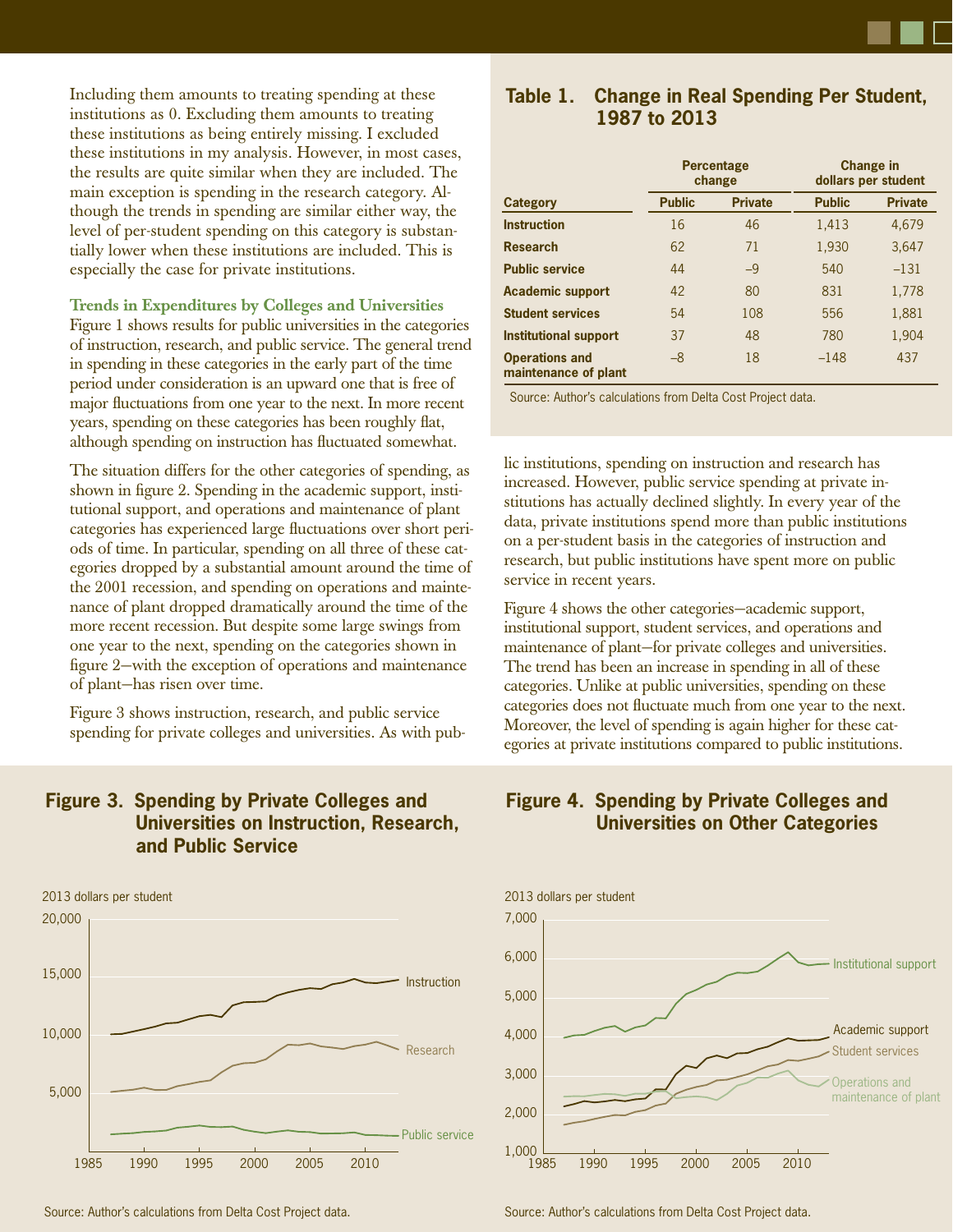Including them amounts to treating spending at these institutions as 0. Excluding them amounts to treating these institutions as being entirely missing. I excluded these institutions in my analysis. However, in most cases, the results are quite similar when they are included. The main exception is spending in the research category. Although the trends in spending are similar either way, the level of per-student spending on this category is substantially lower when these institutions are included. This is especially the case for private institutions.

### Trends in Expenditures by Colleges and Universities

Figure 1 shows results for public universities in the categories of instruction, research, and public service. The general trend in spending in these categories in the early part of the time period under consideration is an upward one that is free of major fluctuations from one year to the next. In more recent years, spending on these categories has been roughly flat, although spending on instruction has fluctuated somewhat.

The situation differs for the other categories of spending, as shown in figure 2. Spending in the academic support, institutional support, and operations and maintenance of plant categories has experienced large fluctuations over short periods of time. In particular, spending on all three of these categories dropped by a substantial amount around the time of the 2001 recession, and spending on operations and maintenance of plant dropped dramatically around the time of the more recent recession. But despite some large swings from one year to the next, spending on the categories shown in figure 2—with the exception of operations and maintenance of plant—has risen over time.

Figure 3 shows instruction, research, and public service spending for private colleges and universities. As with public institutions, spending on instruction and research has increased. However, public service spending at private institutions has actually declined slightly. In every year of the data, private institutions spend more than public institutions on a per-student basis in the categories of instruction and research, but public institutions have spent more on public service in recent years.

Figure 4 shows the other categories—academic support, institutional support, student services, and operations and maintenance of plant—for private colleges and universities. The trend has been an increase in spending in all of these categories. Unlike at public universities, spending on these categories does not fluctuate much from one year to the next. Moreover, the level of spending is again higher for these categories at private institutions compared to public institutions.

## Table 1. Change in Real Spending Per Student, 1987 to 2013

| | Percentage change | | Change in dollars per student | |
|---|---|---|---|---|
| **Category** | **Public** | **Private** | **Public** | **Private** |
| **Instruction** | 16 | 46 | 1,413 | 4,679 |
| **Research** | 62 | 71 | 1,930 | 3,647 |
| **Public service** | 44 | –9 | 540 | –131 |
| **Academic support** | 42 | 80 | 831 | 1,778 |
| **Student services** | 54 | 108 | 556 | 1,881 |
| **Institutional support** | 37 | 48 | 780 | 1,904 |
| **Operations and maintenance of plant** | –8 | 18 | –148 | 437 |

Source: Author's calculations from Delta Cost Project data.

## Figure 3. Spending by Private Colleges and Universities on Instruction, Research, and Public Service

Source: Author's calculations from Delta Cost Project data.

## Figure 4. Spending by Private Colleges and Universities on Other Categories

Source: Author's calculations from Delta Cost Project data.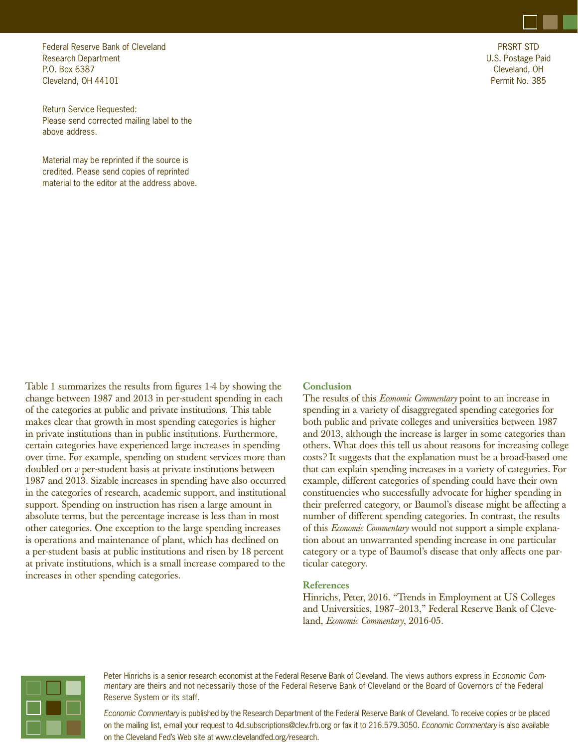Federal Reserve Bank of Cleveland
Research Department
P.O. Box 6387
Cleveland, OH 44101

Return Service Requested:
Please send corrected mailing label to the above address.

Material may be reprinted if the source is credited. Please send copies of reprinted material to the editor at the address above.

PRSRT STD
U.S. Postage Paid
Cleveland, OH
Permit No. 385

Table 1 summarizes the results from figures 1-4 by showing the change between 1987 and 2013 in per-student spending in each of the categories at public and private institutions. This table makes clear that growth in most spending categories is higher in private institutions than in public institutions. Furthermore, certain categories have experienced large increases in spending over time. For example, spending on student services more than doubled on a per-student basis at private institutions between 1987 and 2013. Sizable increases in spending have also occurred in the categories of research, academic support, and institutional support. Spending on instruction has risen a large amount in absolute terms, but the percentage increase is less than in most other categories. One exception to the large spending increases is operations and maintenance of plant, which has declined on a per-student basis at public institutions and risen by 18 percent at private institutions, which is a small increase compared to the increases in other spending categories.

## Conclusion

The results of this *Economic Commentary* point to an increase in spending in a variety of disaggregated spending categories for both public and private colleges and universities between 1987 and 2013, although the increase is larger in some categories than others. What does this tell us about reasons for increasing college costs? It suggests that the explanation must be a broad-based one that can explain spending increases in a variety of categories. For example, different categories of spending could have their own constituencies who successfully advocate for higher spending in their preferred category, or Baumol's disease might be affecting a number of different spending categories. In contrast, the results of this *Economic Commentary* would not support a simple explanation about an unwarranted spending increase in one particular category or a type of Baumol's disease that only affects one particular category.

## References

Hinrichs, Peter, 2016. "Trends in Employment at US Colleges and Universities, 1987–2013," Federal Reserve Bank of Cleveland, *Economic Commentary*, 2016-05.

Peter Hinrichs is a senior research economist at the Federal Reserve Bank of Cleveland. The views authors express in *Economic Commentary* are theirs and not necessarily those of the Federal Reserve Bank of Cleveland or the Board of Governors of the Federal Reserve System or its staff.

*Economic Commentary* is published by the Research Department of the Federal Reserve Bank of Cleveland. To receive copies or be placed on the mailing list, e-mail your request to 4d.subscriptions@clev.frb.org or fax it to 216.579.3050. *Economic Commentary* is also available on the Cleveland Fed's Web site at www.clevelandfed.org/research.